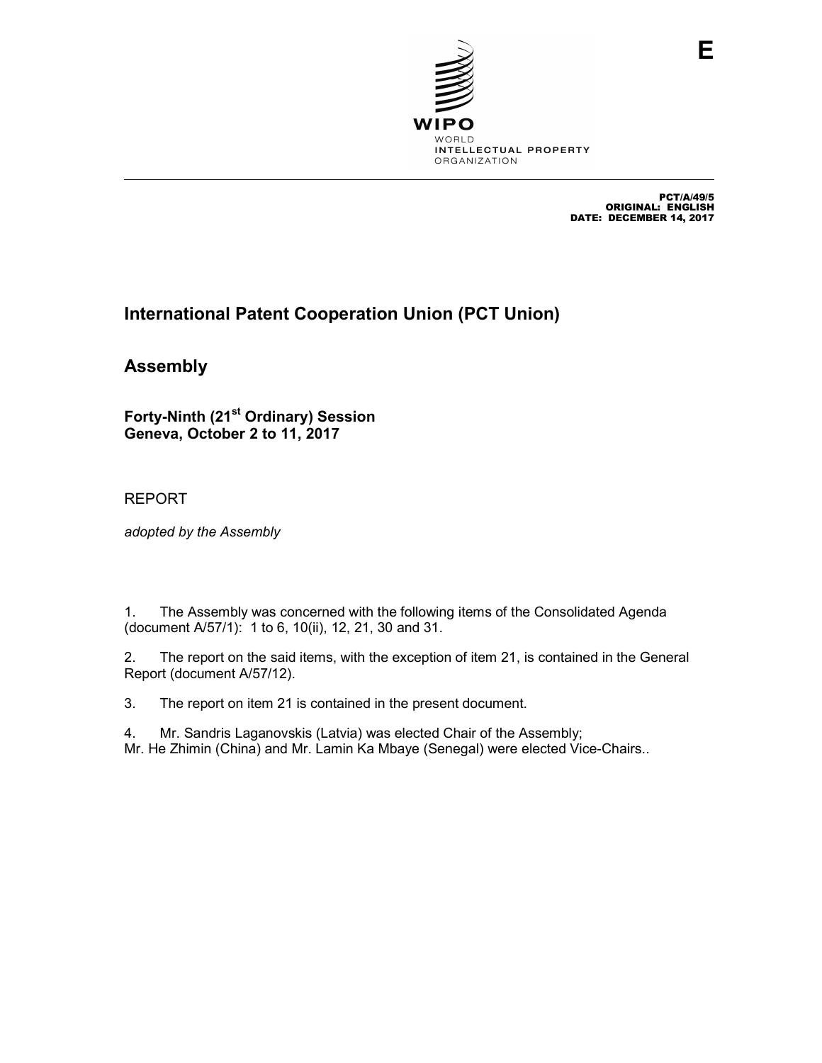E

WIPO
WORLD
INTELLECTUAL PROPERTY
ORGANIZATION

PCT/A/49/5
ORIGINAL: ENGLISH
DATE: DECEMBER 14, 2017

# International Patent Cooperation Union (PCT Union)

# Assembly

**Forty-Ninth (21st Ordinary) Session**
**Geneva, October 2 to 11, 2017**

REPORT

*adopted by the Assembly*

1. The Assembly was concerned with the following items of the Consolidated Agenda (document A/57/1): 1 to 6, 10(ii), 12, 21, 30 and 31.

2. The report on the said items, with the exception of item 21, is contained in the General Report (document A/57/12).

3. The report on item 21 is contained in the present document.

4. Mr. Sandris Laganovskis (Latvia) was elected Chair of the Assembly; Mr. He Zhimin (China) and Mr. Lamin Ka Mbaye (Senegal) were elected Vice-Chairs..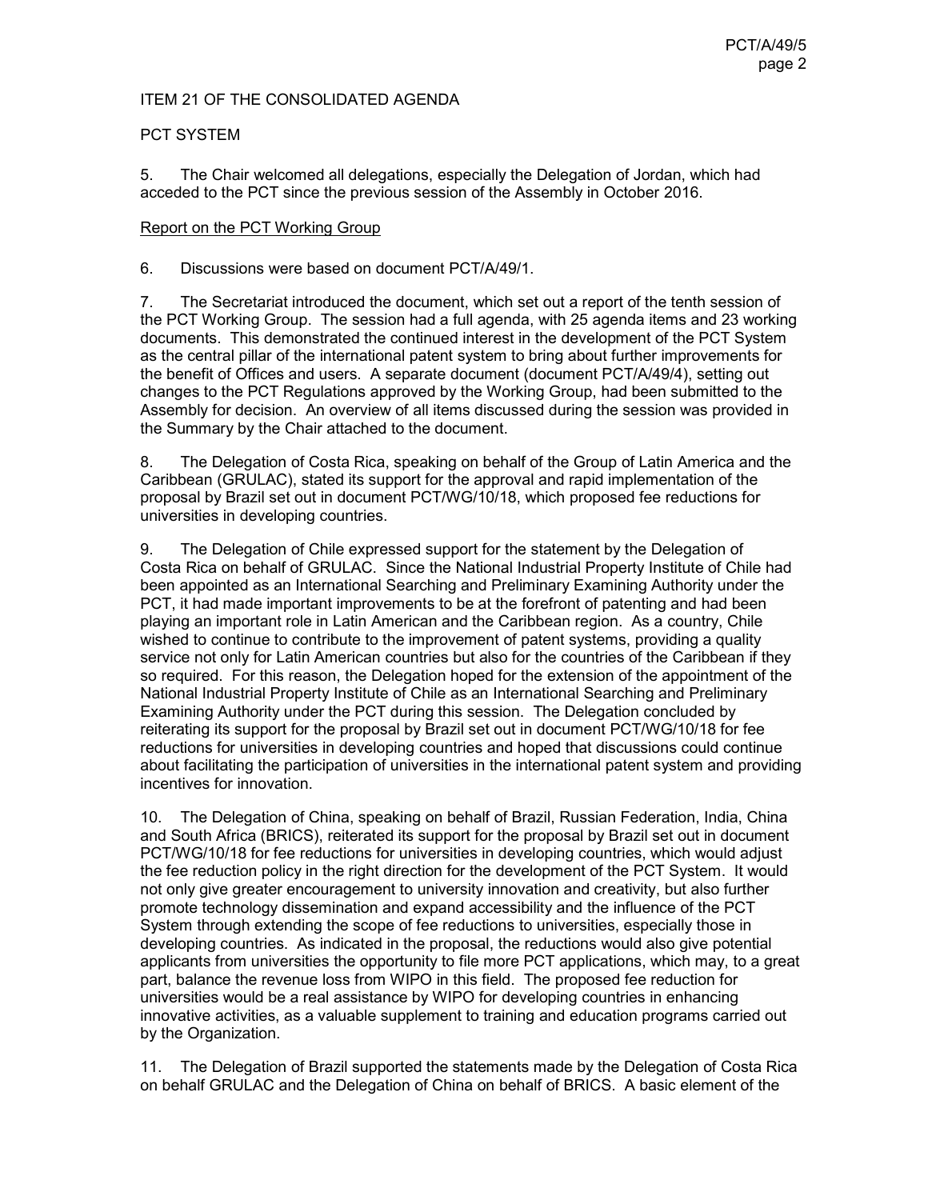ITEM 21 OF THE CONSOLIDATED AGENDA

PCT SYSTEM

5. The Chair welcomed all delegations, especially the Delegation of Jordan, which had acceded to the PCT since the previous session of the Assembly in October 2016.

Report on the PCT Working Group

6. Discussions were based on document PCT/A/49/1.

7. The Secretariat introduced the document, which set out a report of the tenth session of the PCT Working Group. The session had a full agenda, with 25 agenda items and 23 working documents. This demonstrated the continued interest in the development of the PCT System as the central pillar of the international patent system to bring about further improvements for the benefit of Offices and users. A separate document (document PCT/A/49/4), setting out changes to the PCT Regulations approved by the Working Group, had been submitted to the Assembly for decision. An overview of all items discussed during the session was provided in the Summary by the Chair attached to the document.

8. The Delegation of Costa Rica, speaking on behalf of the Group of Latin America and the Caribbean (GRULAC), stated its support for the approval and rapid implementation of the proposal by Brazil set out in document PCT/WG/10/18, which proposed fee reductions for universities in developing countries.

9. The Delegation of Chile expressed support for the statement by the Delegation of Costa Rica on behalf of GRULAC. Since the National Industrial Property Institute of Chile had been appointed as an International Searching and Preliminary Examining Authority under the PCT, it had made important improvements to be at the forefront of patenting and had been playing an important role in Latin American and the Caribbean region. As a country, Chile wished to continue to contribute to the improvement of patent systems, providing a quality service not only for Latin American countries but also for the countries of the Caribbean if they so required. For this reason, the Delegation hoped for the extension of the appointment of the National Industrial Property Institute of Chile as an International Searching and Preliminary Examining Authority under the PCT during this session. The Delegation concluded by reiterating its support for the proposal by Brazil set out in document PCT/WG/10/18 for fee reductions for universities in developing countries and hoped that discussions could continue about facilitating the participation of universities in the international patent system and providing incentives for innovation.

10. The Delegation of China, speaking on behalf of Brazil, Russian Federation, India, China and South Africa (BRICS), reiterated its support for the proposal by Brazil set out in document PCT/WG/10/18 for fee reductions for universities in developing countries, which would adjust the fee reduction policy in the right direction for the development of the PCT System. It would not only give greater encouragement to university innovation and creativity, but also further promote technology dissemination and expand accessibility and the influence of the PCT System through extending the scope of fee reductions to universities, especially those in developing countries. As indicated in the proposal, the reductions would also give potential applicants from universities the opportunity to file more PCT applications, which may, to a great part, balance the revenue loss from WIPO in this field. The proposed fee reduction for universities would be a real assistance by WIPO for developing countries in enhancing innovative activities, as a valuable supplement to training and education programs carried out by the Organization.

11. The Delegation of Brazil supported the statements made by the Delegation of Costa Rica on behalf GRULAC and the Delegation of China on behalf of BRICS. A basic element of the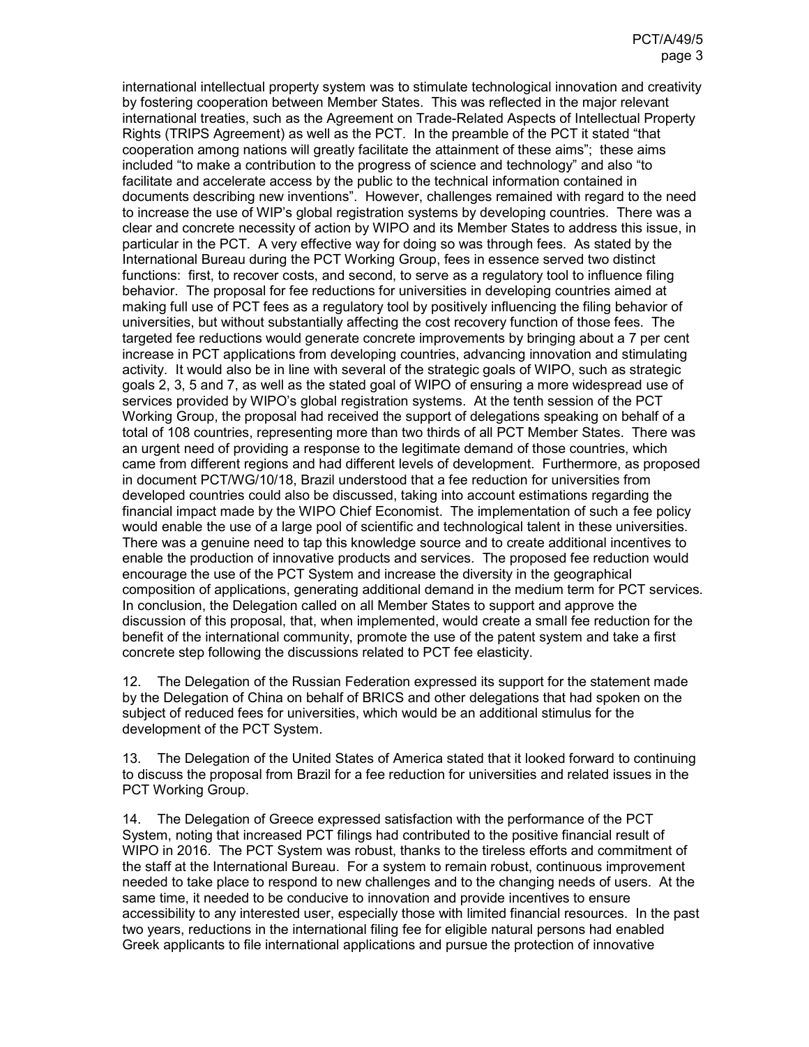international intellectual property system was to stimulate technological innovation and creativity by fostering cooperation between Member States. This was reflected in the major relevant international treaties, such as the Agreement on Trade-Related Aspects of Intellectual Property Rights (TRIPS Agreement) as well as the PCT. In the preamble of the PCT it stated "that cooperation among nations will greatly facilitate the attainment of these aims"; these aims included "to make a contribution to the progress of science and technology" and also "to facilitate and accelerate access by the public to the technical information contained in documents describing new inventions". However, challenges remained with regard to the need to increase the use of WIP's global registration systems by developing countries. There was a clear and concrete necessity of action by WIPO and its Member States to address this issue, in particular in the PCT. A very effective way for doing so was through fees. As stated by the International Bureau during the PCT Working Group, fees in essence served two distinct functions: first, to recover costs, and second, to serve as a regulatory tool to influence filing behavior. The proposal for fee reductions for universities in developing countries aimed at making full use of PCT fees as a regulatory tool by positively influencing the filing behavior of universities, but without substantially affecting the cost recovery function of those fees. The targeted fee reductions would generate concrete improvements by bringing about a 7 per cent increase in PCT applications from developing countries, advancing innovation and stimulating activity. It would also be in line with several of the strategic goals of WIPO, such as strategic goals 2, 3, 5 and 7, as well as the stated goal of WIPO of ensuring a more widespread use of services provided by WIPO's global registration systems. At the tenth session of the PCT Working Group, the proposal had received the support of delegations speaking on behalf of a total of 108 countries, representing more than two thirds of all PCT Member States. There was an urgent need of providing a response to the legitimate demand of those countries, which came from different regions and had different levels of development. Furthermore, as proposed in document PCT/WG/10/18, Brazil understood that a fee reduction for universities from developed countries could also be discussed, taking into account estimations regarding the financial impact made by the WIPO Chief Economist. The implementation of such a fee policy would enable the use of a large pool of scientific and technological talent in these universities. There was a genuine need to tap this knowledge source and to create additional incentives to enable the production of innovative products and services. The proposed fee reduction would encourage the use of the PCT System and increase the diversity in the geographical composition of applications, generating additional demand in the medium term for PCT services. In conclusion, the Delegation called on all Member States to support and approve the discussion of this proposal, that, when implemented, would create a small fee reduction for the benefit of the international community, promote the use of the patent system and take a first concrete step following the discussions related to PCT fee elasticity.

12. The Delegation of the Russian Federation expressed its support for the statement made by the Delegation of China on behalf of BRICS and other delegations that had spoken on the subject of reduced fees for universities, which would be an additional stimulus for the development of the PCT System.

13. The Delegation of the United States of America stated that it looked forward to continuing to discuss the proposal from Brazil for a fee reduction for universities and related issues in the PCT Working Group.

14. The Delegation of Greece expressed satisfaction with the performance of the PCT System, noting that increased PCT filings had contributed to the positive financial result of WIPO in 2016. The PCT System was robust, thanks to the tireless efforts and commitment of the staff at the International Bureau. For a system to remain robust, continuous improvement needed to take place to respond to new challenges and to the changing needs of users. At the same time, it needed to be conducive to innovation and provide incentives to ensure accessibility to any interested user, especially those with limited financial resources. In the past two years, reductions in the international filing fee for eligible natural persons had enabled Greek applicants to file international applications and pursue the protection of innovative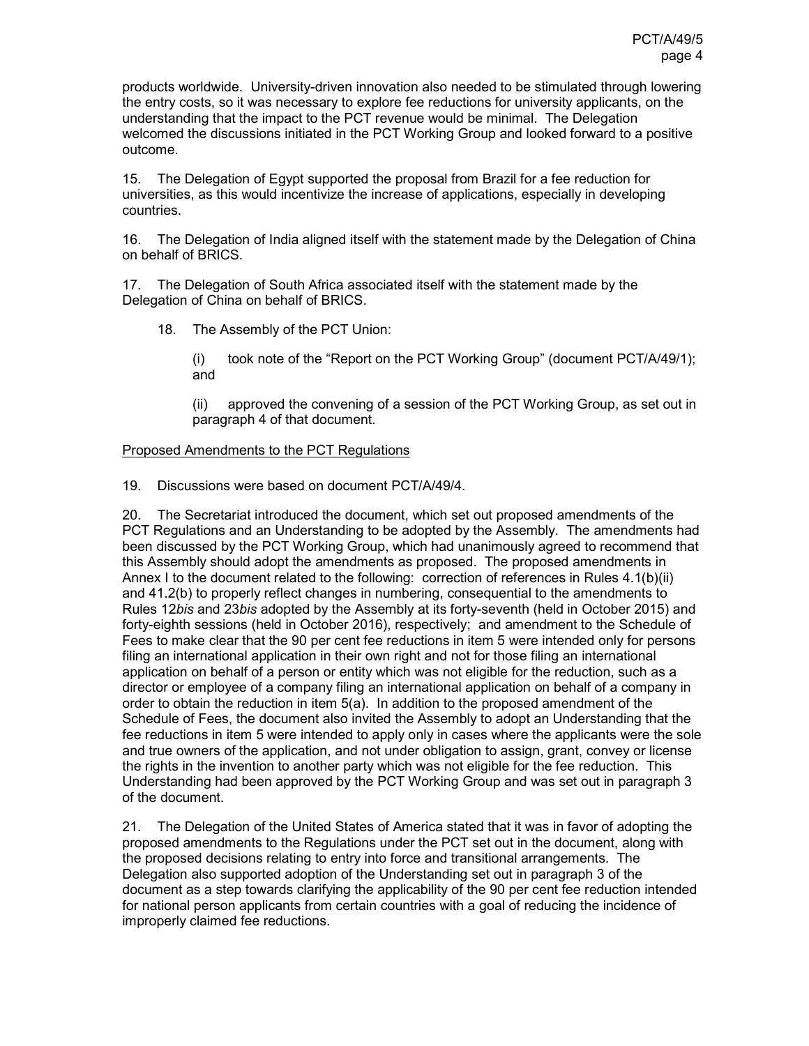products worldwide. University-driven innovation also needed to be stimulated through lowering the entry costs, so it was necessary to explore fee reductions for university applicants, on the understanding that the impact to the PCT revenue would be minimal. The Delegation welcomed the discussions initiated in the PCT Working Group and looked forward to a positive outcome.

15. The Delegation of Egypt supported the proposal from Brazil for a fee reduction for universities, as this would incentivize the increase of applications, especially in developing countries.

16. The Delegation of India aligned itself with the statement made by the Delegation of China on behalf of BRICS.

17. The Delegation of South Africa associated itself with the statement made by the Delegation of China on behalf of BRICS.

18. The Assembly of the PCT Union:

(i) took note of the "Report on the PCT Working Group" (document PCT/A/49/1); and

(ii) approved the convening of a session of the PCT Working Group, as set out in paragraph 4 of that document.

Proposed Amendments to the PCT Regulations

19. Discussions were based on document PCT/A/49/4.

20. The Secretariat introduced the document, which set out proposed amendments of the PCT Regulations and an Understanding to be adopted by the Assembly. The amendments had been discussed by the PCT Working Group, which had unanimously agreed to recommend that this Assembly should adopt the amendments as proposed. The proposed amendments in Annex I to the document related to the following: correction of references in Rules 4.1(b)(ii) and 41.2(b) to properly reflect changes in numbering, consequential to the amendments to Rules 12*bis* and 23*bis* adopted by the Assembly at its forty-seventh (held in October 2015) and forty-eighth sessions (held in October 2016), respectively; and amendment to the Schedule of Fees to make clear that the 90 per cent fee reductions in item 5 were intended only for persons filing an international application in their own right and not for those filing an international application on behalf of a person or entity which was not eligible for the reduction, such as a director or employee of a company filing an international application on behalf of a company in order to obtain the reduction in item 5(a). In addition to the proposed amendment of the Schedule of Fees, the document also invited the Assembly to adopt an Understanding that the fee reductions in item 5 were intended to apply only in cases where the applicants were the sole and true owners of the application, and not under obligation to assign, grant, convey or license the rights in the invention to another party which was not eligible for the fee reduction. This Understanding had been approved by the PCT Working Group and was set out in paragraph 3 of the document.

21. The Delegation of the United States of America stated that it was in favor of adopting the proposed amendments to the Regulations under the PCT set out in the document, along with the proposed decisions relating to entry into force and transitional arrangements. The Delegation also supported adoption of the Understanding set out in paragraph 3 of the document as a step towards clarifying the applicability of the 90 per cent fee reduction intended for national person applicants from certain countries with a goal of reducing the incidence of improperly claimed fee reductions.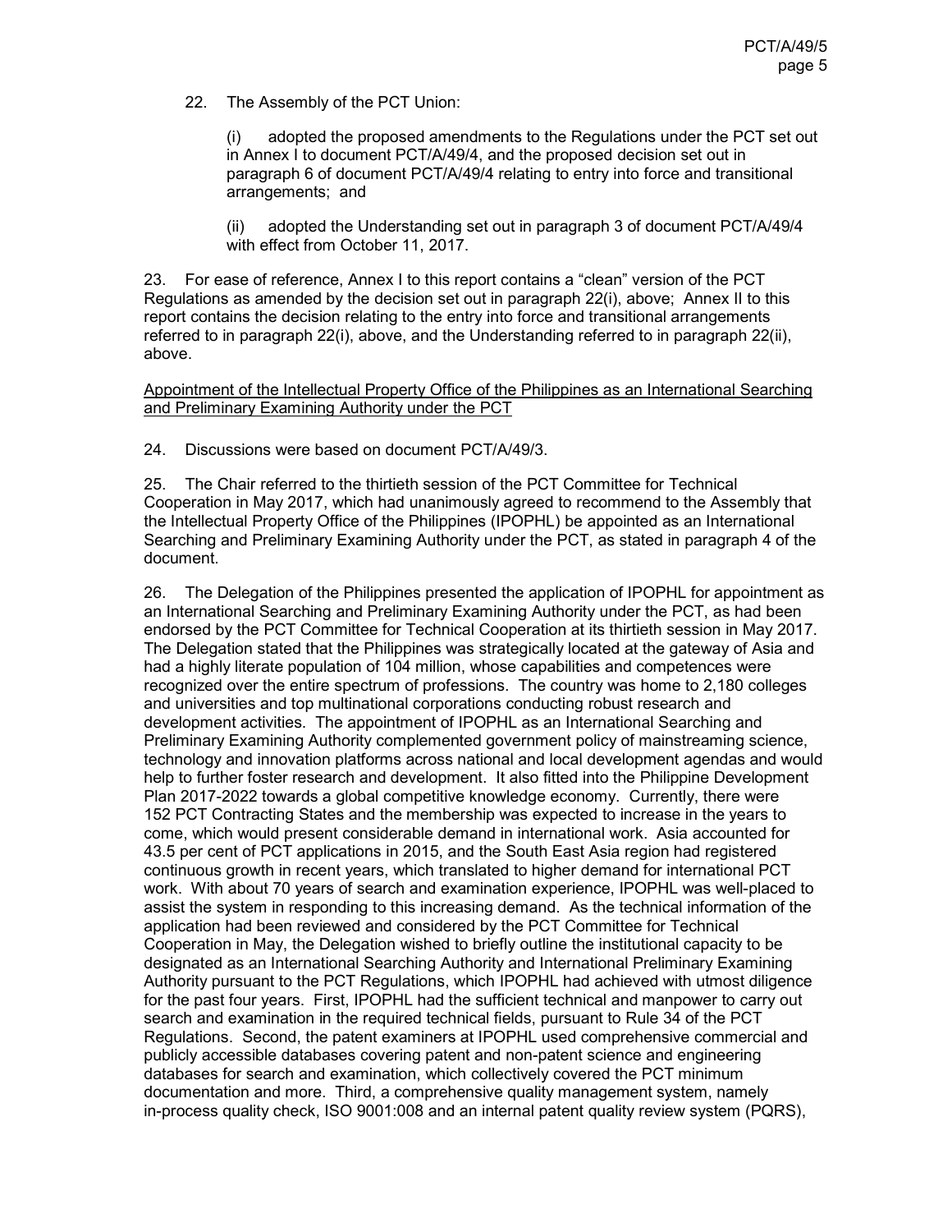22. The Assembly of the PCT Union:

(i) adopted the proposed amendments to the Regulations under the PCT set out in Annex I to document PCT/A/49/4, and the proposed decision set out in paragraph 6 of document PCT/A/49/4 relating to entry into force and transitional arrangements; and

(ii) adopted the Understanding set out in paragraph 3 of document PCT/A/49/4 with effect from October 11, 2017.

23. For ease of reference, Annex I to this report contains a "clean" version of the PCT Regulations as amended by the decision set out in paragraph 22(i), above; Annex II to this report contains the decision relating to the entry into force and transitional arrangements referred to in paragraph 22(i), above, and the Understanding referred to in paragraph 22(ii), above.

<u>Appointment of the Intellectual Property Office of the Philippines as an International Searching and Preliminary Examining Authority under the PCT</u>

24. Discussions were based on document PCT/A/49/3.

25. The Chair referred to the thirtieth session of the PCT Committee for Technical Cooperation in May 2017, which had unanimously agreed to recommend to the Assembly that the Intellectual Property Office of the Philippines (IPOPHL) be appointed as an International Searching and Preliminary Examining Authority under the PCT, as stated in paragraph 4 of the document.

26. The Delegation of the Philippines presented the application of IPOPHL for appointment as an International Searching and Preliminary Examining Authority under the PCT, as had been endorsed by the PCT Committee for Technical Cooperation at its thirtieth session in May 2017. The Delegation stated that the Philippines was strategically located at the gateway of Asia and had a highly literate population of 104 million, whose capabilities and competences were recognized over the entire spectrum of professions. The country was home to 2,180 colleges and universities and top multinational corporations conducting robust research and development activities. The appointment of IPOPHL as an International Searching and Preliminary Examining Authority complemented government policy of mainstreaming science, technology and innovation platforms across national and local development agendas and would help to further foster research and development. It also fitted into the Philippine Development Plan 2017-2022 towards a global competitive knowledge economy. Currently, there were 152 PCT Contracting States and the membership was expected to increase in the years to come, which would present considerable demand in international work. Asia accounted for 43.5 per cent of PCT applications in 2015, and the South East Asia region had registered continuous growth in recent years, which translated to higher demand for international PCT work. With about 70 years of search and examination experience, IPOPHL was well-placed to assist the system in responding to this increasing demand. As the technical information of the application had been reviewed and considered by the PCT Committee for Technical Cooperation in May, the Delegation wished to briefly outline the institutional capacity to be designated as an International Searching Authority and International Preliminary Examining Authority pursuant to the PCT Regulations, which IPOPHL had achieved with utmost diligence for the past four years. First, IPOPHL had the sufficient technical and manpower to carry out search and examination in the required technical fields, pursuant to Rule 34 of the PCT Regulations. Second, the patent examiners at IPOPHL used comprehensive commercial and publicly accessible databases covering patent and non-patent science and engineering databases for search and examination, which collectively covered the PCT minimum documentation and more. Third, a comprehensive quality management system, namely in-process quality check, ISO 9001:008 and an internal patent quality review system (PQRS),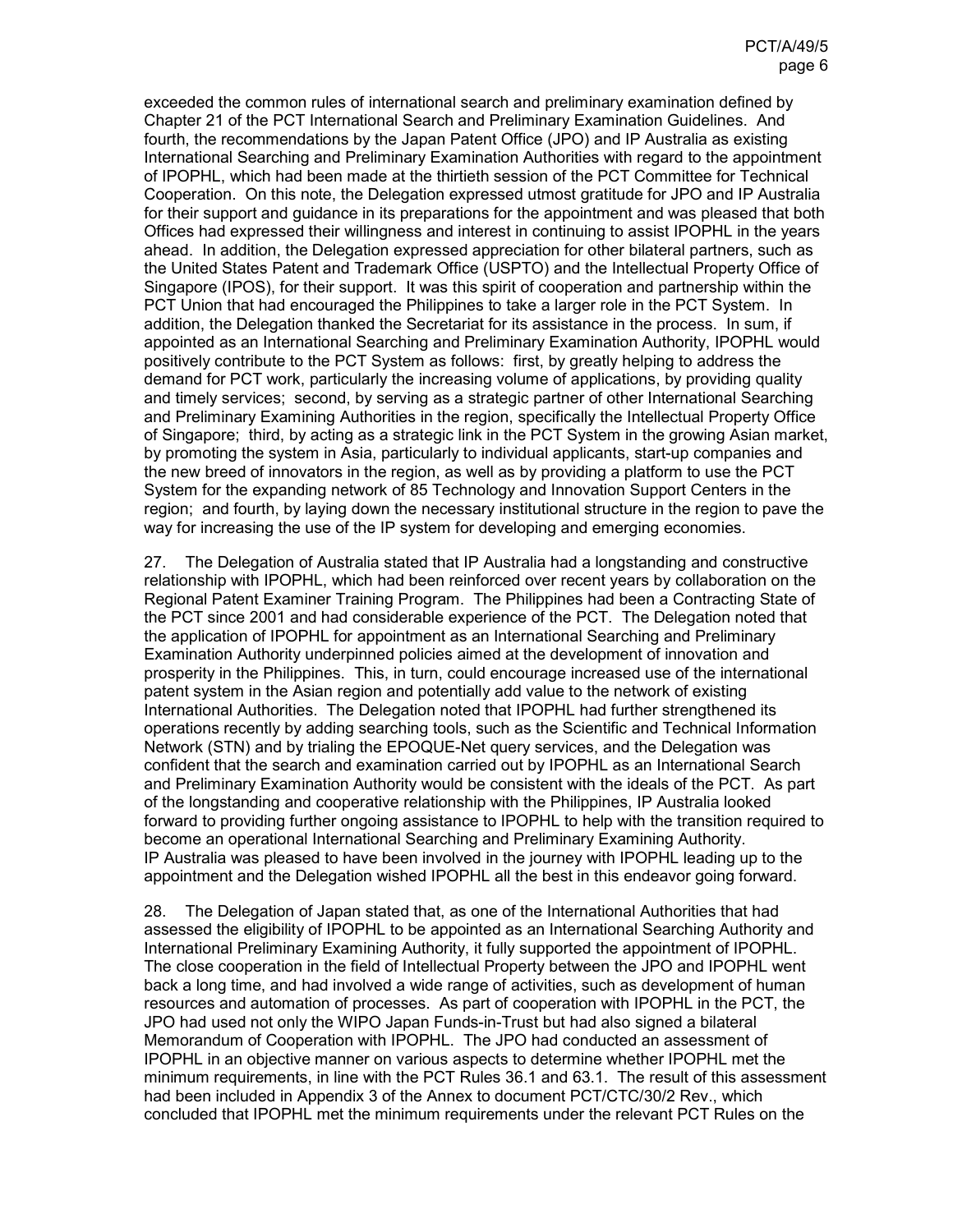exceeded the common rules of international search and preliminary examination defined by Chapter 21 of the PCT International Search and Preliminary Examination Guidelines. And fourth, the recommendations by the Japan Patent Office (JPO) and IP Australia as existing International Searching and Preliminary Examination Authorities with regard to the appointment of IPOPHL, which had been made at the thirtieth session of the PCT Committee for Technical Cooperation. On this note, the Delegation expressed utmost gratitude for JPO and IP Australia for their support and guidance in its preparations for the appointment and was pleased that both Offices had expressed their willingness and interest in continuing to assist IPOPHL in the years ahead. In addition, the Delegation expressed appreciation for other bilateral partners, such as the United States Patent and Trademark Office (USPTO) and the Intellectual Property Office of Singapore (IPOS), for their support. It was this spirit of cooperation and partnership within the PCT Union that had encouraged the Philippines to take a larger role in the PCT System. In addition, the Delegation thanked the Secretariat for its assistance in the process. In sum, if appointed as an International Searching and Preliminary Examination Authority, IPOPHL would positively contribute to the PCT System as follows: first, by greatly helping to address the demand for PCT work, particularly the increasing volume of applications, by providing quality and timely services; second, by serving as a strategic partner of other International Searching and Preliminary Examining Authorities in the region, specifically the Intellectual Property Office of Singapore; third, by acting as a strategic link in the PCT System in the growing Asian market, by promoting the system in Asia, particularly to individual applicants, start-up companies and the new breed of innovators in the region, as well as by providing a platform to use the PCT System for the expanding network of 85 Technology and Innovation Support Centers in the region; and fourth, by laying down the necessary institutional structure in the region to pave the way for increasing the use of the IP system for developing and emerging economies.

27. The Delegation of Australia stated that IP Australia had a longstanding and constructive relationship with IPOPHL, which had been reinforced over recent years by collaboration on the Regional Patent Examiner Training Program. The Philippines had been a Contracting State of the PCT since 2001 and had considerable experience of the PCT. The Delegation noted that the application of IPOPHL for appointment as an International Searching and Preliminary Examination Authority underpinned policies aimed at the development of innovation and prosperity in the Philippines. This, in turn, could encourage increased use of the international patent system in the Asian region and potentially add value to the network of existing International Authorities. The Delegation noted that IPOPHL had further strengthened its operations recently by adding searching tools, such as the Scientific and Technical Information Network (STN) and by trialing the EPOQUE-Net query services, and the Delegation was confident that the search and examination carried out by IPOPHL as an International Search and Preliminary Examination Authority would be consistent with the ideals of the PCT. As part of the longstanding and cooperative relationship with the Philippines, IP Australia looked forward to providing further ongoing assistance to IPOPHL to help with the transition required to become an operational International Searching and Preliminary Examining Authority. IP Australia was pleased to have been involved in the journey with IPOPHL leading up to the appointment and the Delegation wished IPOPHL all the best in this endeavor going forward.

28. The Delegation of Japan stated that, as one of the International Authorities that had assessed the eligibility of IPOPHL to be appointed as an International Searching Authority and International Preliminary Examining Authority, it fully supported the appointment of IPOPHL. The close cooperation in the field of Intellectual Property between the JPO and IPOPHL went back a long time, and had involved a wide range of activities, such as development of human resources and automation of processes. As part of cooperation with IPOPHL in the PCT, the JPO had used not only the WIPO Japan Funds-in-Trust but had also signed a bilateral Memorandum of Cooperation with IPOPHL. The JPO had conducted an assessment of IPOPHL in an objective manner on various aspects to determine whether IPOPHL met the minimum requirements, in line with the PCT Rules 36.1 and 63.1. The result of this assessment had been included in Appendix 3 of the Annex to document PCT/CTC/30/2 Rev., which concluded that IPOPHL met the minimum requirements under the relevant PCT Rules on the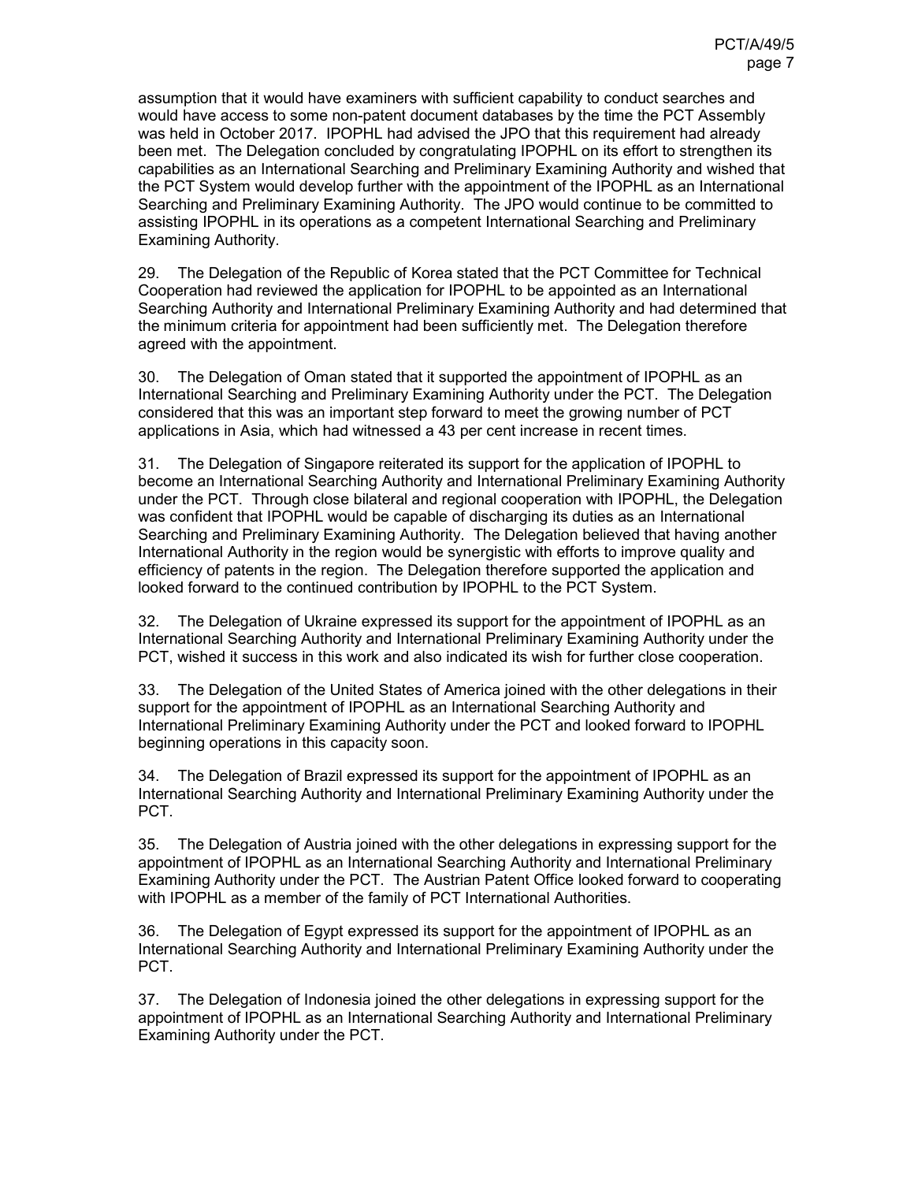assumption that it would have examiners with sufficient capability to conduct searches and would have access to some non-patent document databases by the time the PCT Assembly was held in October 2017. IPOPHL had advised the JPO that this requirement had already been met. The Delegation concluded by congratulating IPOPHL on its effort to strengthen its capabilities as an International Searching and Preliminary Examining Authority and wished that the PCT System would develop further with the appointment of the IPOPHL as an International Searching and Preliminary Examining Authority. The JPO would continue to be committed to assisting IPOPHL in its operations as a competent International Searching and Preliminary Examining Authority.

29. The Delegation of the Republic of Korea stated that the PCT Committee for Technical Cooperation had reviewed the application for IPOPHL to be appointed as an International Searching Authority and International Preliminary Examining Authority and had determined that the minimum criteria for appointment had been sufficiently met. The Delegation therefore agreed with the appointment.

30. The Delegation of Oman stated that it supported the appointment of IPOPHL as an International Searching and Preliminary Examining Authority under the PCT. The Delegation considered that this was an important step forward to meet the growing number of PCT applications in Asia, which had witnessed a 43 per cent increase in recent times.

31. The Delegation of Singapore reiterated its support for the application of IPOPHL to become an International Searching Authority and International Preliminary Examining Authority under the PCT. Through close bilateral and regional cooperation with IPOPHL, the Delegation was confident that IPOPHL would be capable of discharging its duties as an International Searching and Preliminary Examining Authority. The Delegation believed that having another International Authority in the region would be synergistic with efforts to improve quality and efficiency of patents in the region. The Delegation therefore supported the application and looked forward to the continued contribution by IPOPHL to the PCT System.

32. The Delegation of Ukraine expressed its support for the appointment of IPOPHL as an International Searching Authority and International Preliminary Examining Authority under the PCT, wished it success in this work and also indicated its wish for further close cooperation.

33. The Delegation of the United States of America joined with the other delegations in their support for the appointment of IPOPHL as an International Searching Authority and International Preliminary Examining Authority under the PCT and looked forward to IPOPHL beginning operations in this capacity soon.

34. The Delegation of Brazil expressed its support for the appointment of IPOPHL as an International Searching Authority and International Preliminary Examining Authority under the PCT.

35. The Delegation of Austria joined with the other delegations in expressing support for the appointment of IPOPHL as an International Searching Authority and International Preliminary Examining Authority under the PCT. The Austrian Patent Office looked forward to cooperating with IPOPHL as a member of the family of PCT International Authorities.

36. The Delegation of Egypt expressed its support for the appointment of IPOPHL as an International Searching Authority and International Preliminary Examining Authority under the PCT.

37. The Delegation of Indonesia joined the other delegations in expressing support for the appointment of IPOPHL as an International Searching Authority and International Preliminary Examining Authority under the PCT.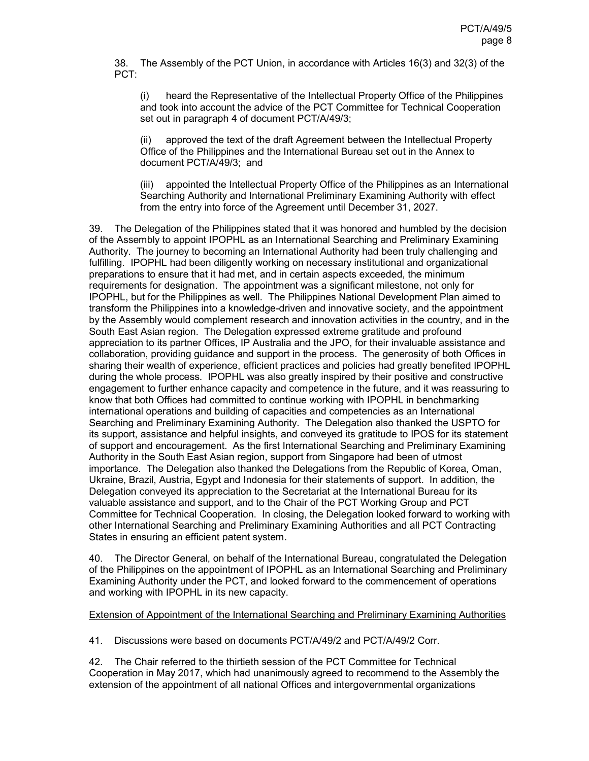38. The Assembly of the PCT Union, in accordance with Articles 16(3) and 32(3) of the PCT:

(i) heard the Representative of the Intellectual Property Office of the Philippines and took into account the advice of the PCT Committee for Technical Cooperation set out in paragraph 4 of document PCT/A/49/3;

(ii) approved the text of the draft Agreement between the Intellectual Property Office of the Philippines and the International Bureau set out in the Annex to document PCT/A/49/3; and

(iii) appointed the Intellectual Property Office of the Philippines as an International Searching Authority and International Preliminary Examining Authority with effect from the entry into force of the Agreement until December 31, 2027.

39. The Delegation of the Philippines stated that it was honored and humbled by the decision of the Assembly to appoint IPOPHL as an International Searching and Preliminary Examining Authority. The journey to becoming an International Authority had been truly challenging and fulfilling. IPOPHL had been diligently working on necessary institutional and organizational preparations to ensure that it had met, and in certain aspects exceeded, the minimum requirements for designation. The appointment was a significant milestone, not only for IPOPHL, but for the Philippines as well. The Philippines National Development Plan aimed to transform the Philippines into a knowledge-driven and innovative society, and the appointment by the Assembly would complement research and innovation activities in the country, and in the South East Asian region. The Delegation expressed extreme gratitude and profound appreciation to its partner Offices, IP Australia and the JPO, for their invaluable assistance and collaboration, providing guidance and support in the process. The generosity of both Offices in sharing their wealth of experience, efficient practices and policies had greatly benefited IPOPHL during the whole process. IPOPHL was also greatly inspired by their positive and constructive engagement to further enhance capacity and competence in the future, and it was reassuring to know that both Offices had committed to continue working with IPOPHL in benchmarking international operations and building of capacities and competencies as an International Searching and Preliminary Examining Authority. The Delegation also thanked the USPTO for its support, assistance and helpful insights, and conveyed its gratitude to IPOS for its statement of support and encouragement. As the first International Searching and Preliminary Examining Authority in the South East Asian region, support from Singapore had been of utmost importance. The Delegation also thanked the Delegations from the Republic of Korea, Oman, Ukraine, Brazil, Austria, Egypt and Indonesia for their statements of support. In addition, the Delegation conveyed its appreciation to the Secretariat at the International Bureau for its valuable assistance and support, and to the Chair of the PCT Working Group and PCT Committee for Technical Cooperation. In closing, the Delegation looked forward to working with other International Searching and Preliminary Examining Authorities and all PCT Contracting States in ensuring an efficient patent system.

40. The Director General, on behalf of the International Bureau, congratulated the Delegation of the Philippines on the appointment of IPOPHL as an International Searching and Preliminary Examining Authority under the PCT, and looked forward to the commencement of operations and working with IPOPHL in its new capacity.

Extension of Appointment of the International Searching and Preliminary Examining Authorities

41. Discussions were based on documents PCT/A/49/2 and PCT/A/49/2 Corr.

42. The Chair referred to the thirtieth session of the PCT Committee for Technical Cooperation in May 2017, which had unanimously agreed to recommend to the Assembly the extension of the appointment of all national Offices and intergovernmental organizations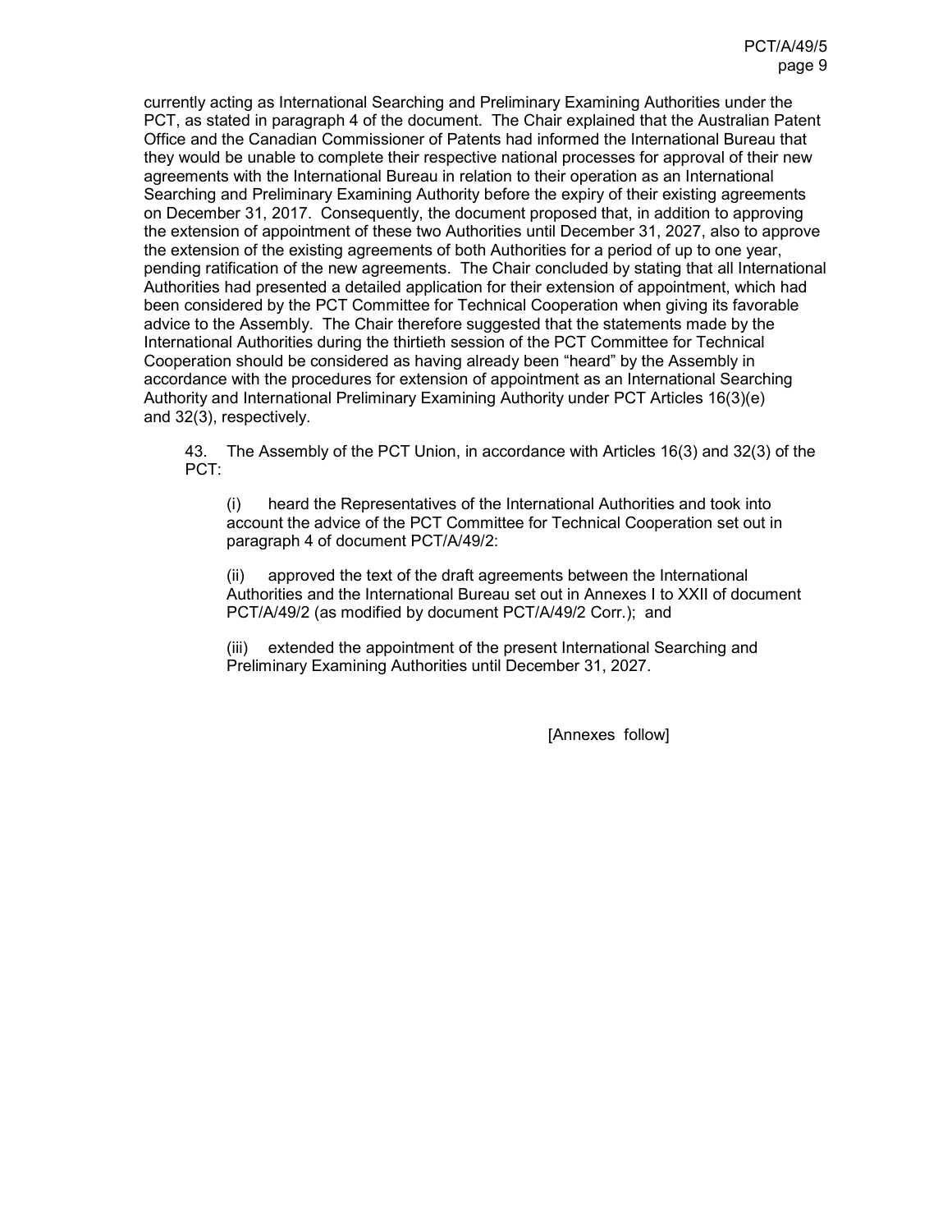currently acting as International Searching and Preliminary Examining Authorities under the PCT, as stated in paragraph 4 of the document. The Chair explained that the Australian Patent Office and the Canadian Commissioner of Patents had informed the International Bureau that they would be unable to complete their respective national processes for approval of their new agreements with the International Bureau in relation to their operation as an International Searching and Preliminary Examining Authority before the expiry of their existing agreements on December 31, 2017. Consequently, the document proposed that, in addition to approving the extension of appointment of these two Authorities until December 31, 2027, also to approve the extension of the existing agreements of both Authorities for a period of up to one year, pending ratification of the new agreements. The Chair concluded by stating that all International Authorities had presented a detailed application for their extension of appointment, which had been considered by the PCT Committee for Technical Cooperation when giving its favorable advice to the Assembly. The Chair therefore suggested that the statements made by the International Authorities during the thirtieth session of the PCT Committee for Technical Cooperation should be considered as having already been "heard" by the Assembly in accordance with the procedures for extension of appointment as an International Searching Authority and International Preliminary Examining Authority under PCT Articles 16(3)(e) and 32(3), respectively.

43. The Assembly of the PCT Union, in accordance with Articles 16(3) and 32(3) of the PCT:

(i) heard the Representatives of the International Authorities and took into account the advice of the PCT Committee for Technical Cooperation set out in paragraph 4 of document PCT/A/49/2:

(ii) approved the text of the draft agreements between the International Authorities and the International Bureau set out in Annexes I to XXII of document PCT/A/49/2 (as modified by document PCT/A/49/2 Corr.); and

(iii) extended the appointment of the present International Searching and Preliminary Examining Authorities until December 31, 2027.

[Annexes follow]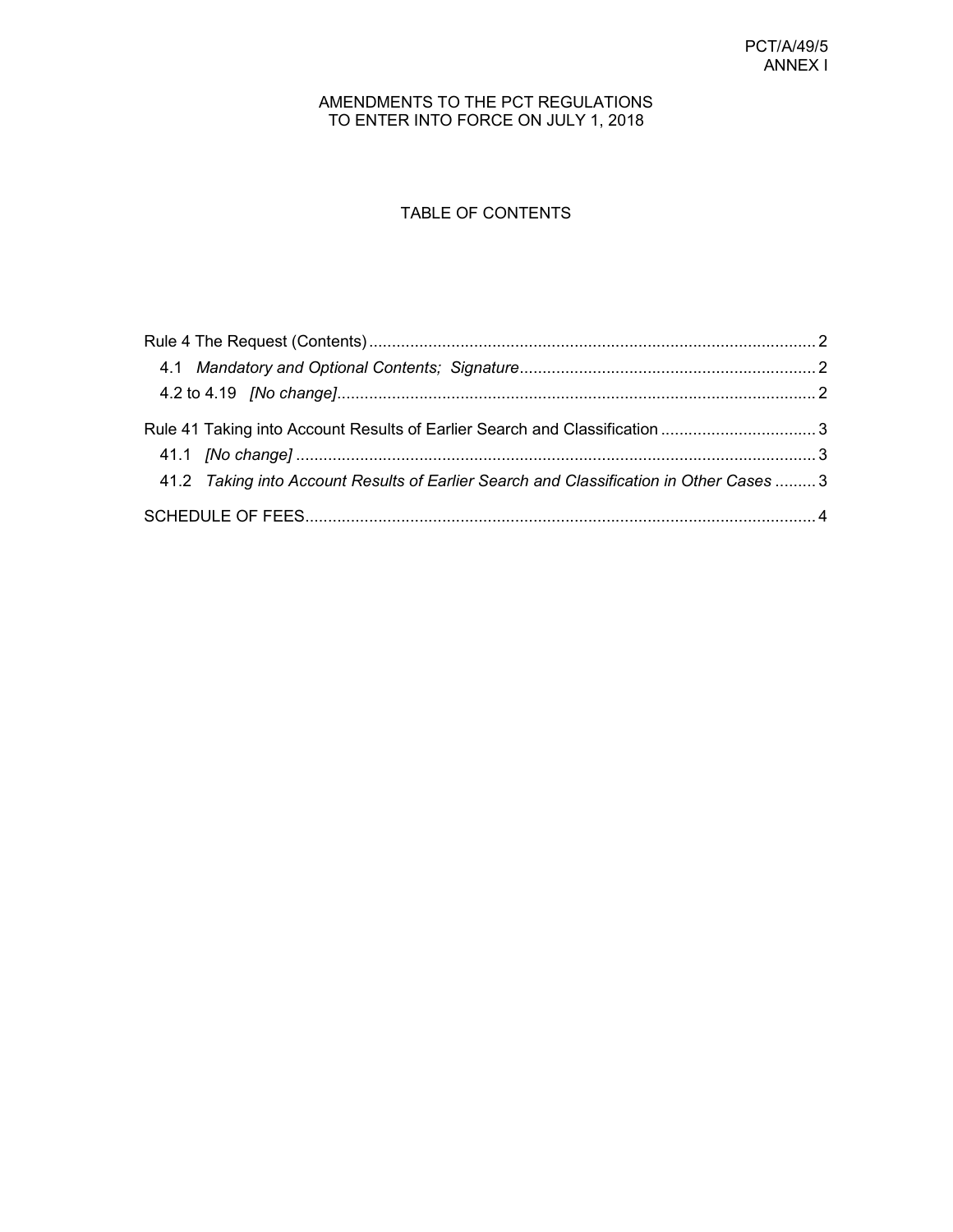PCT/A/49/5
ANNEX I

AMENDMENTS TO THE PCT REGULATIONS
TO ENTER INTO FORCE ON JULY 1, 2018

TABLE OF CONTENTS

Rule 4 The Request (Contents) ..... 2

- 4.1 *Mandatory and Optional Contents; Signature* ..... 2
- 4.2 to 4.19 *[No change]* ..... 2

Rule 41 Taking into Account Results of Earlier Search and Classification ..... 3

- 41.1 *[No change]* ..... 3
- 41.2 *Taking into Account Results of Earlier Search and Classification in Other Cases* ..... 3

SCHEDULE OF FEES ..... 4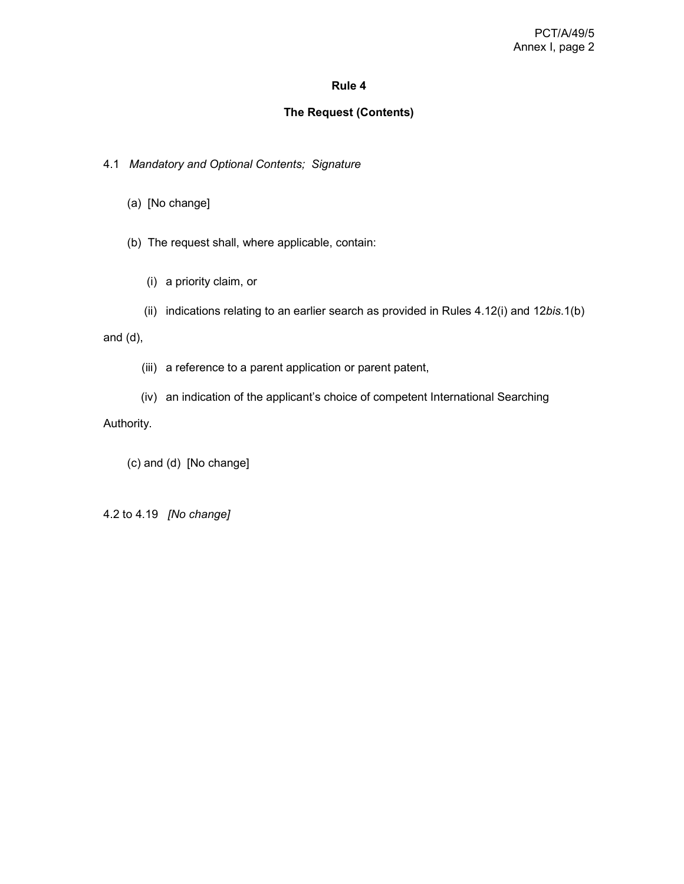# Rule 4

## The Request (Contents)

4.1 *Mandatory and Optional Contents; Signature*

(a) [No change]

(b) The request shall, where applicable, contain:

(i) a priority claim, or

(ii) indications relating to an earlier search as provided in Rules 4.12(i) and 12*bis*.1(b) and (d),

(iii) a reference to a parent application or parent patent,

(iv) an indication of the applicant's choice of competent International Searching Authority.

(c) and (d) [No change]

4.2 to 4.19 *[No change]*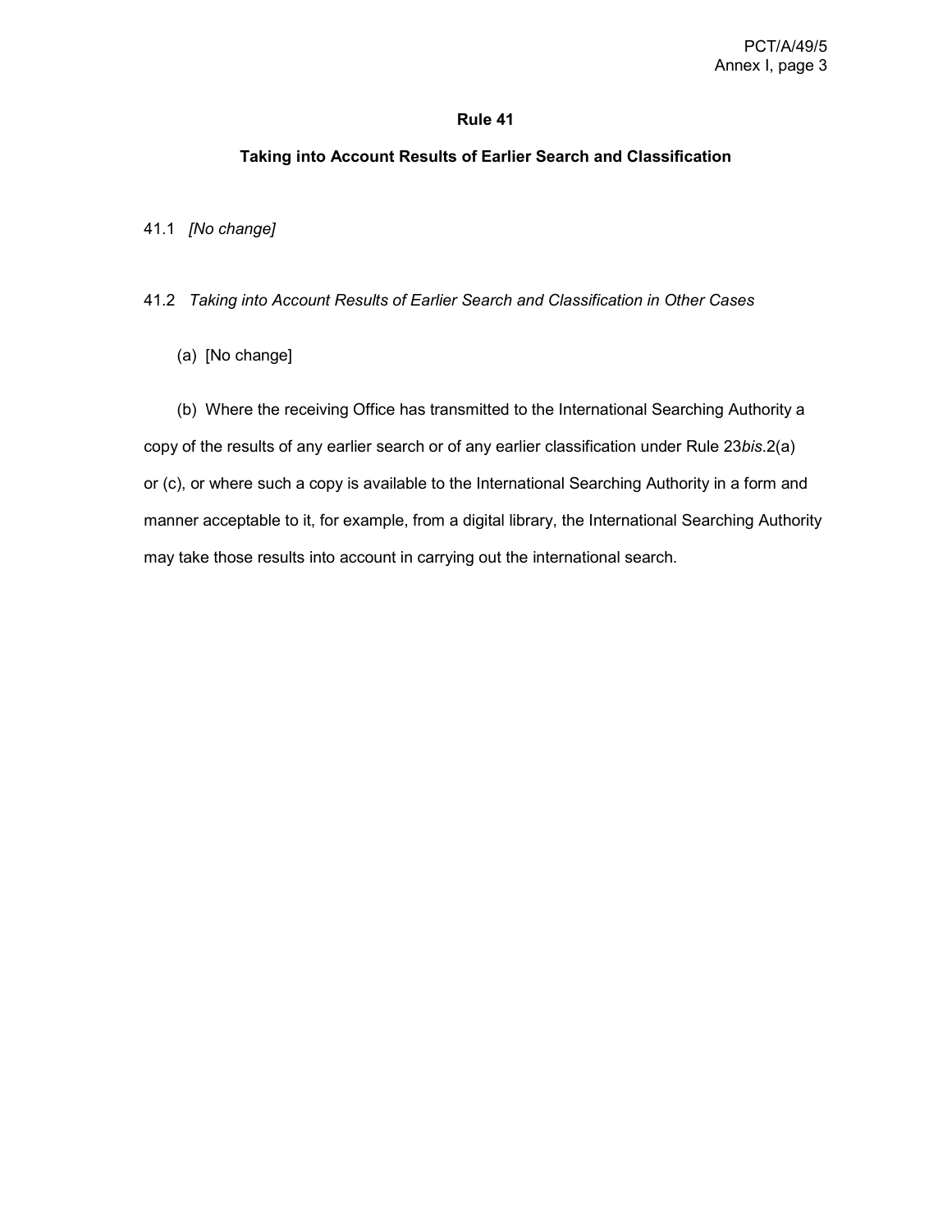## Rule 41

### Taking into Account Results of Earlier Search and Classification

41.1 *[No change]*

41.2 *Taking into Account Results of Earlier Search and Classification in Other Cases*

(a) [No change]

(b) Where the receiving Office has transmitted to the International Searching Authority a copy of the results of any earlier search or of any earlier classification under Rule 23*bis*.2(a) or (c), or where such a copy is available to the International Searching Authority in a form and manner acceptable to it, for example, from a digital library, the International Searching Authority may take those results into account in carrying out the international search.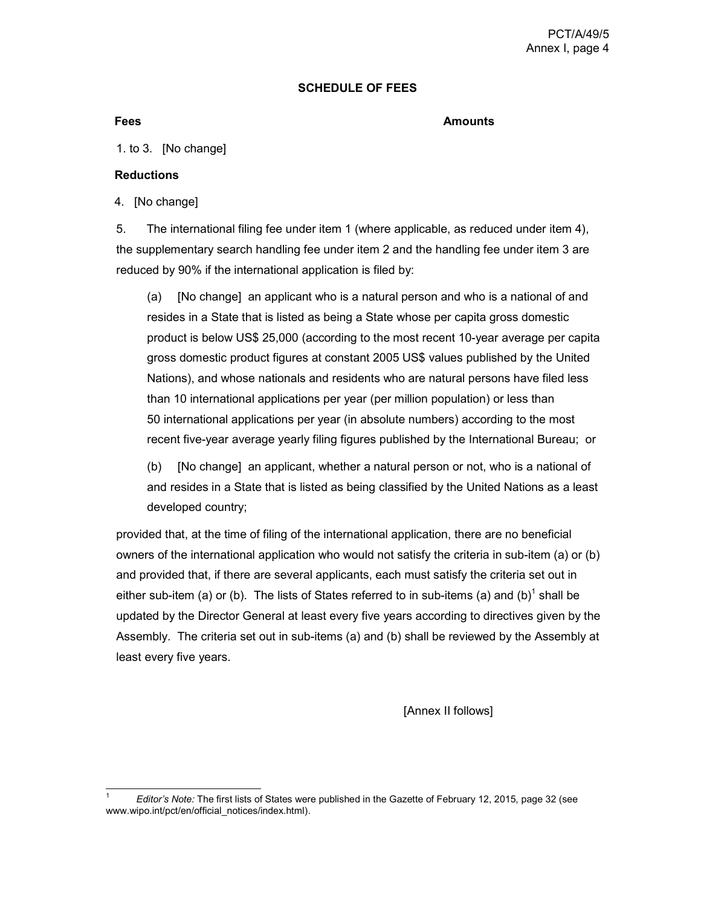## SCHEDULE OF FEES

**Fees** **Amounts**

1. to 3. [No change]

**Reductions**

4. [No change]

5. The international filing fee under item 1 (where applicable, as reduced under item 4), the supplementary search handling fee under item 2 and the handling fee under item 3 are reduced by 90% if the international application is filed by:

   (a) [No change] an applicant who is a natural person and who is a national of and resides in a State that is listed as being a State whose per capita gross domestic product is below US$ 25,000 (according to the most recent 10-year average per capita gross domestic product figures at constant 2005 US$ values published by the United Nations), and whose nationals and residents who are natural persons have filed less than 10 international applications per year (per million population) or less than 50 international applications per year (in absolute numbers) according to the most recent five-year average yearly filing figures published by the International Bureau; or

   (b) [No change] an applicant, whether a natural person or not, who is a national of and resides in a State that is listed as being classified by the United Nations as a least developed country;

provided that, at the time of filing of the international application, there are no beneficial owners of the international application who would not satisfy the criteria in sub-item (a) or (b) and provided that, if there are several applicants, each must satisfy the criteria set out in either sub-item (a) or (b). The lists of States referred to in sub-items (a) and (b)[1] shall be updated by the Director General at least every five years according to directives given by the Assembly. The criteria set out in sub-items (a) and (b) shall be reviewed by the Assembly at least every five years.

[Annex II follows]

---

[1] *Editor's Note:* The first lists of States were published in the Gazette of February 12, 2015, page 32 (see www.wipo.int/pct/en/official_notices/index.html).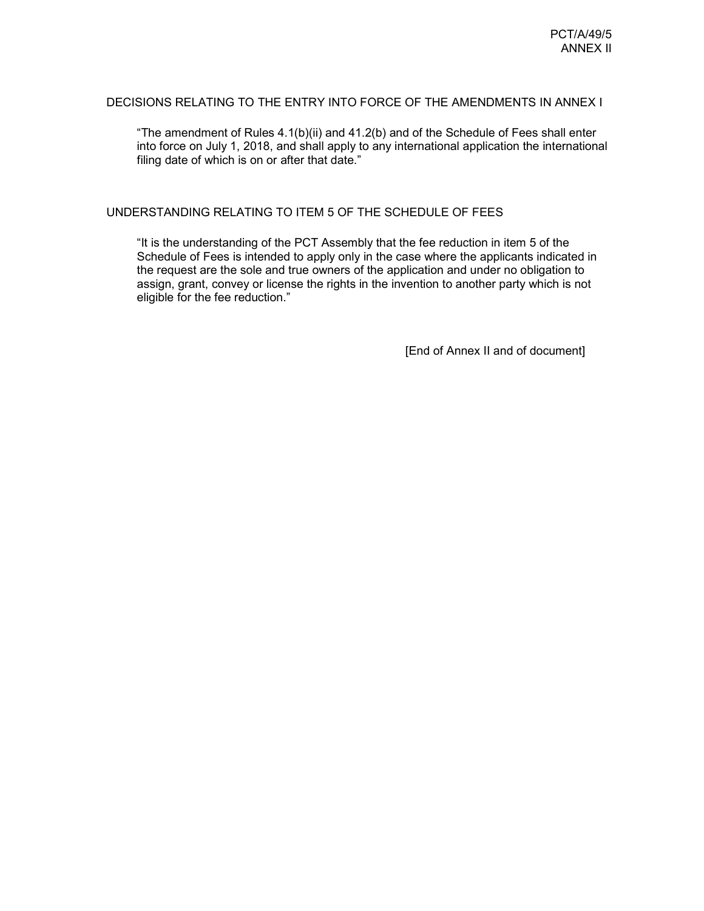## DECISIONS RELATING TO THE ENTRY INTO FORCE OF THE AMENDMENTS IN ANNEX I

"The amendment of Rules 4.1(b)(ii) and 41.2(b) and of the Schedule of Fees shall enter into force on July 1, 2018, and shall apply to any international application the international filing date of which is on or after that date."

## UNDERSTANDING RELATING TO ITEM 5 OF THE SCHEDULE OF FEES

"It is the understanding of the PCT Assembly that the fee reduction in item 5 of the Schedule of Fees is intended to apply only in the case where the applicants indicated in the request are the sole and true owners of the application and under no obligation to assign, grant, convey or license the rights in the invention to another party which is not eligible for the fee reduction."

[End of Annex II and of document]